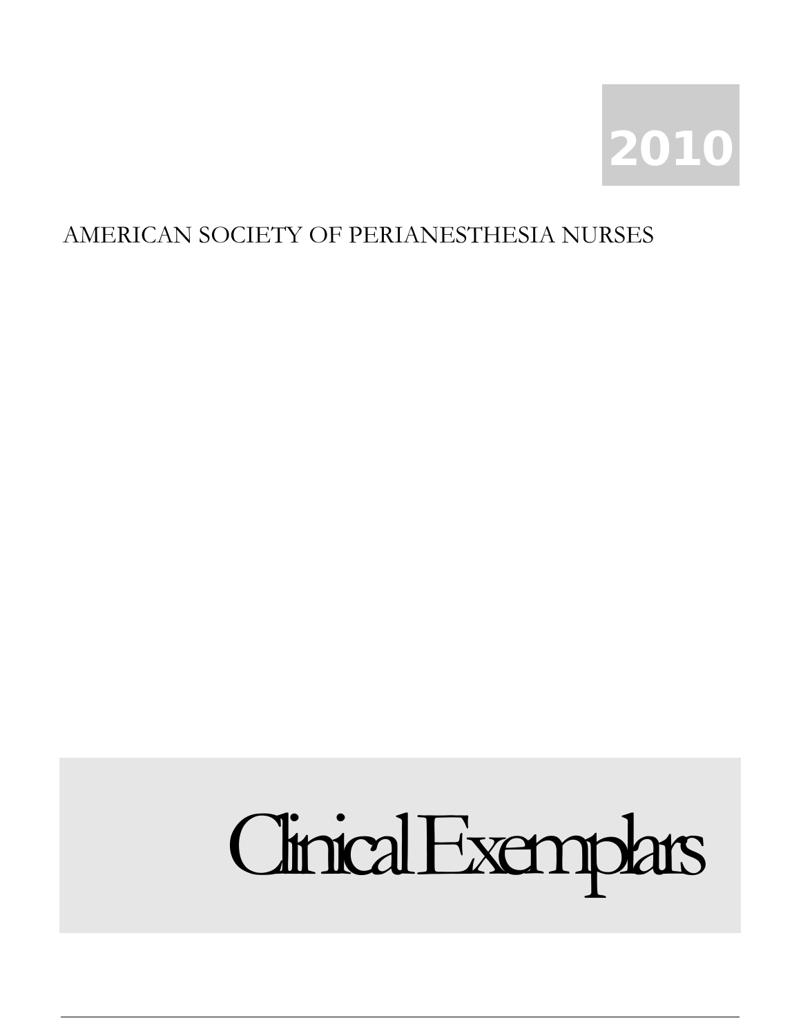2010

AMERICAN SOCIETY OF PERIANESTHESIA NURSES

# Clinical Exemplars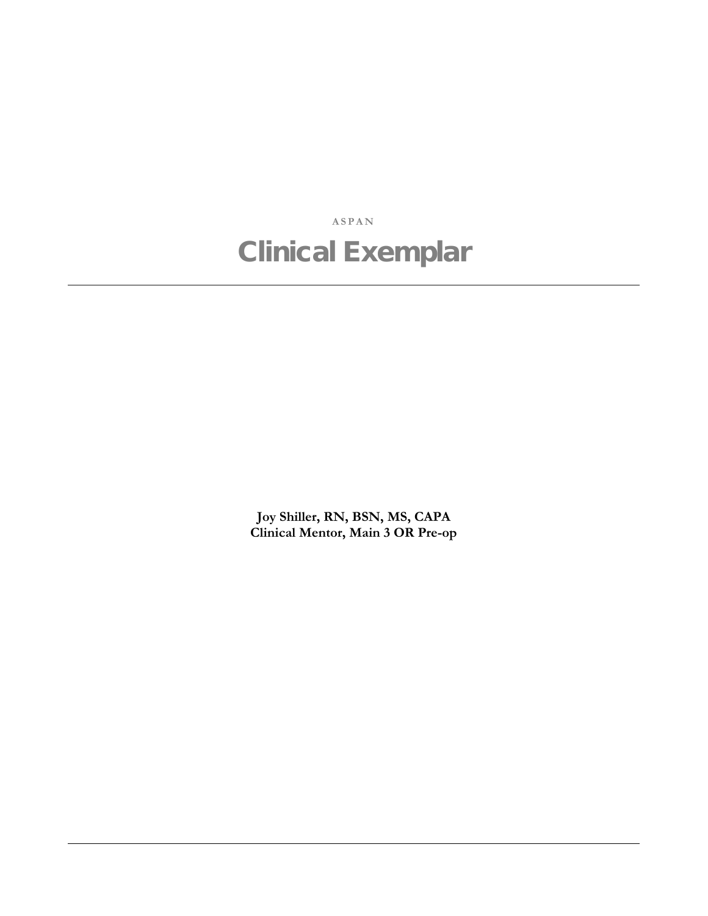ASPAN

# Clinical Exemplar

---

**Joy Shiller, RN, BSN, MS, CAPA**
**Clinical Mentor, Main 3 OR Pre-op**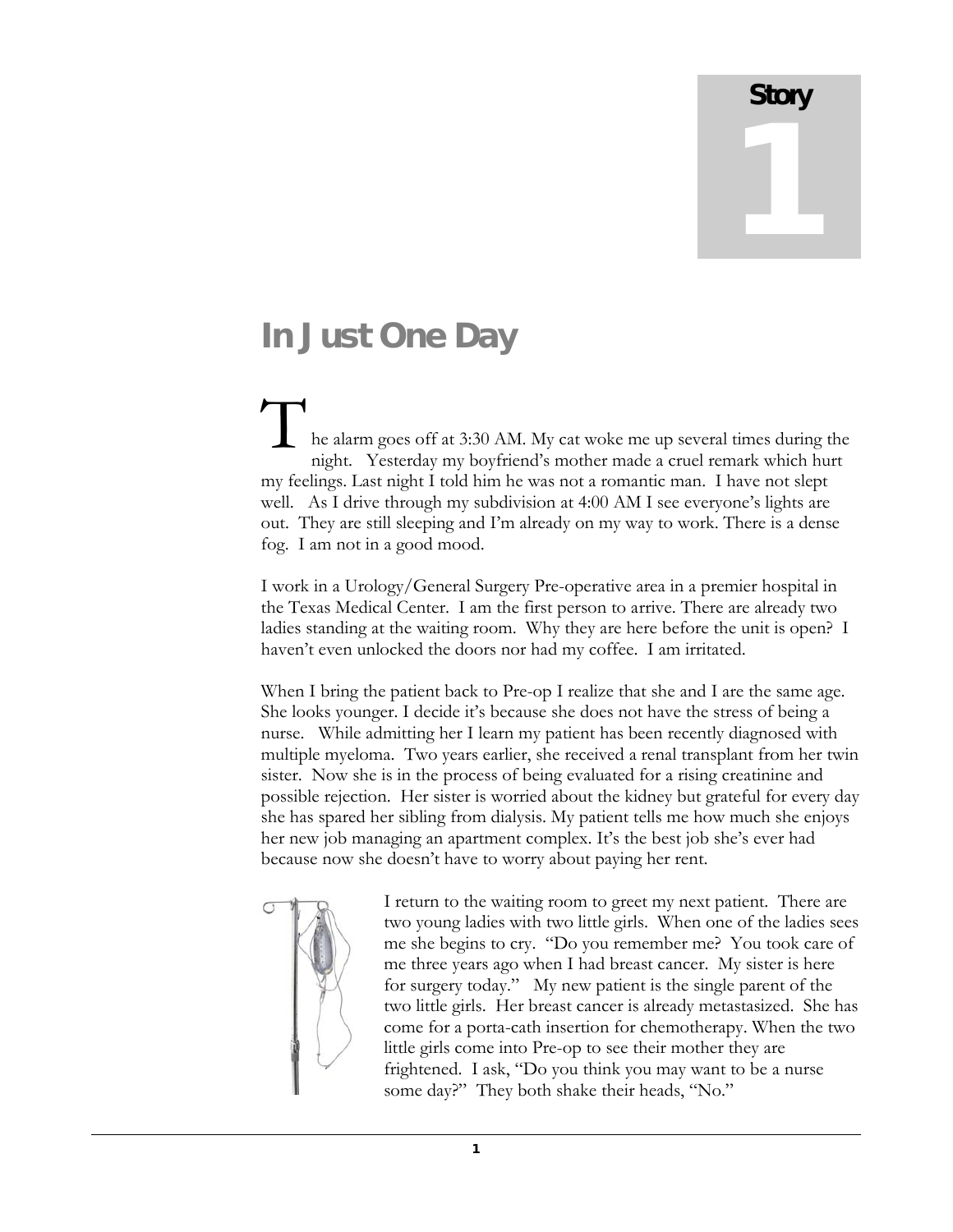Story 1

# In Just One Day

The alarm goes off at 3:30 AM. My cat woke me up several times during the night. Yesterday my boyfriend's mother made a cruel remark which hurt my feelings. Last night I told him he was not a romantic man. I have not slept well. As I drive through my subdivision at 4:00 AM I see everyone's lights are out. They are still sleeping and I'm already on my way to work. There is a dense fog. I am not in a good mood.

I work in a Urology/General Surgery Pre-operative area in a premier hospital in the Texas Medical Center. I am the first person to arrive. There are already two ladies standing at the waiting room. Why they are here before the unit is open? I haven't even unlocked the doors nor had my coffee. I am irritated.

When I bring the patient back to Pre-op I realize that she and I are the same age. She looks younger. I decide it's because she does not have the stress of being a nurse. While admitting her I learn my patient has been recently diagnosed with multiple myeloma. Two years earlier, she received a renal transplant from her twin sister. Now she is in the process of being evaluated for a rising creatinine and possible rejection. Her sister is worried about the kidney but grateful for every day she has spared her sibling from dialysis. My patient tells me how much she enjoys her new job managing an apartment complex. It's the best job she's ever had because now she doesn't have to worry about paying her rent.

I return to the waiting room to greet my next patient. There are two young ladies with two little girls. When one of the ladies sees me she begins to cry. "Do you remember me? You took care of me three years ago when I had breast cancer. My sister is here for surgery today." My new patient is the single parent of the two little girls. Her breast cancer is already metastasized. She has come for a porta-cath insertion for chemotherapy. When the two little girls come into Pre-op to see their mother they are frightened. I ask, "Do you think you may want to be a nurse some day?" They both shake their heads, "No."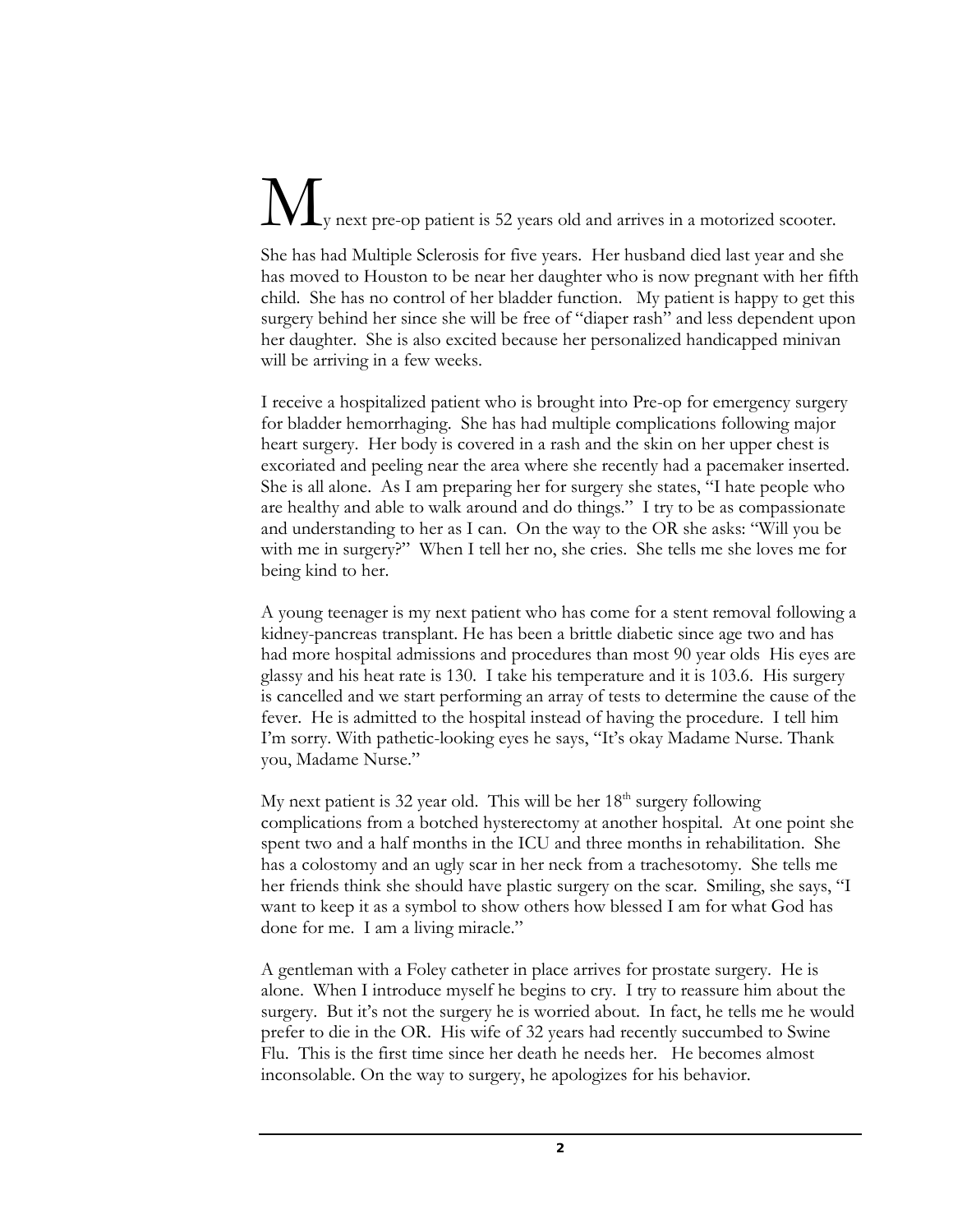My next pre-op patient is 52 years old and arrives in a motorized scooter. She has had Multiple Sclerosis for five years. Her husband died last year and she has moved to Houston to be near her daughter who is now pregnant with her fifth child. She has no control of her bladder function. My patient is happy to get this surgery behind her since she will be free of "diaper rash" and less dependent upon her daughter. She is also excited because her personalized handicapped minivan will be arriving in a few weeks.

I receive a hospitalized patient who is brought into Pre-op for emergency surgery for bladder hemorrhaging. She has had multiple complications following major heart surgery. Her body is covered in a rash and the skin on her upper chest is excoriated and peeling near the area where she recently had a pacemaker inserted. She is all alone. As I am preparing her for surgery she states, "I hate people who are healthy and able to walk around and do things." I try to be as compassionate and understanding to her as I can. On the way to the OR she asks: "Will you be with me in surgery?" When I tell her no, she cries. She tells me she loves me for being kind to her.

A young teenager is my next patient who has come for a stent removal following a kidney-pancreas transplant. He has been a brittle diabetic since age two and has had more hospital admissions and procedures than most 90 year olds His eyes are glassy and his heat rate is 130. I take his temperature and it is 103.6. His surgery is cancelled and we start performing an array of tests to determine the cause of the fever. He is admitted to the hospital instead of having the procedure. I tell him I'm sorry. With pathetic-looking eyes he says, "It's okay Madame Nurse. Thank you, Madame Nurse."

My next patient is 32 year old. This will be her 18th surgery following complications from a botched hysterectomy at another hospital. At one point she spent two and a half months in the ICU and three months in rehabilitation. She has a colostomy and an ugly scar in her neck from a trachesotomy. She tells me her friends think she should have plastic surgery on the scar. Smiling, she says, "I want to keep it as a symbol to show others how blessed I am for what God has done for me. I am a living miracle."

A gentleman with a Foley catheter in place arrives for prostate surgery. He is alone. When I introduce myself he begins to cry. I try to reassure him about the surgery. But it's not the surgery he is worried about. In fact, he tells me he would prefer to die in the OR. His wife of 32 years had recently succumbed to Swine Flu. This is the first time since her death he needs her. He becomes almost inconsolable. On the way to surgery, he apologizes for his behavior.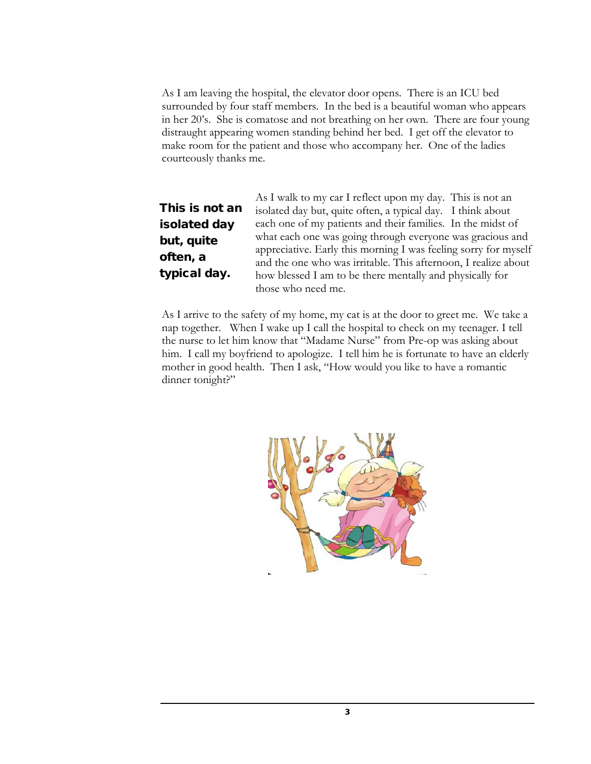As I am leaving the hospital, the elevator door opens. There is an ICU bed surrounded by four staff members. In the bed is a beautiful woman who appears in her 20's. She is comatose and not breathing on her own. There are four young distraught appearing women standing behind her bed. I get off the elevator to make room for the patient and those who accompany her. One of the ladies courteously thanks me.

**This is not an isolated day but, quite often, a typical day.**

As I walk to my car I reflect upon my day. This is not an isolated day but, quite often, a typical day. I think about each one of my patients and their families. In the midst of what each one was going through everyone was gracious and appreciative. Early this morning I was feeling sorry for myself and the one who was irritable. This afternoon, I realize about how blessed I am to be there mentally and physically for those who need me.

As I arrive to the safety of my home, my cat is at the door to greet me. We take a nap together. When I wake up I call the hospital to check on my teenager. I tell the nurse to let him know that "Madame Nurse" from Pre-op was asking about him. I call my boyfriend to apologize. I tell him he is fortunate to have an elderly mother in good health. Then I ask, "How would you like to have a romantic dinner tonight?"